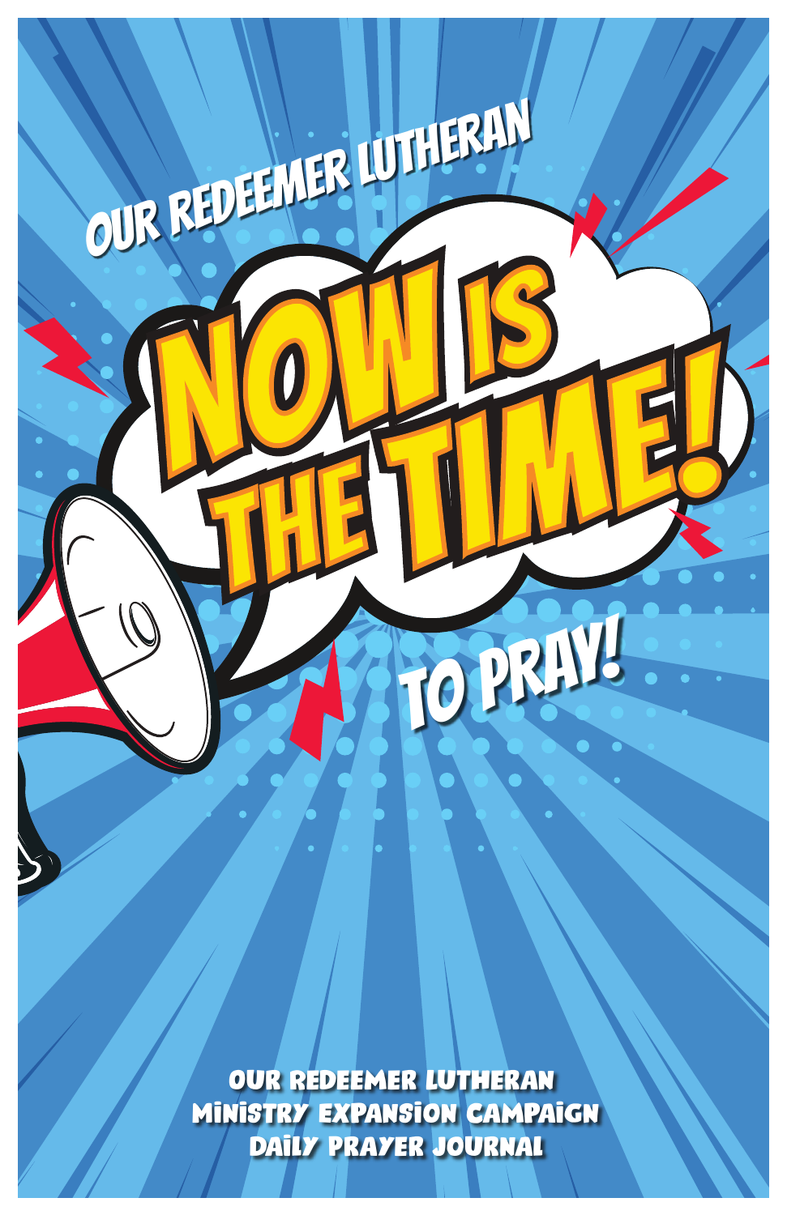OUR REDEEMER LUTHERAN

# NOW IS THE TIME!

## TO PRAY!

**OUR REDEEMER LUTHERAN**
**MINISTRY EXPANSION CAMPAIGN**
**DAILY PRAYER JOURNAL**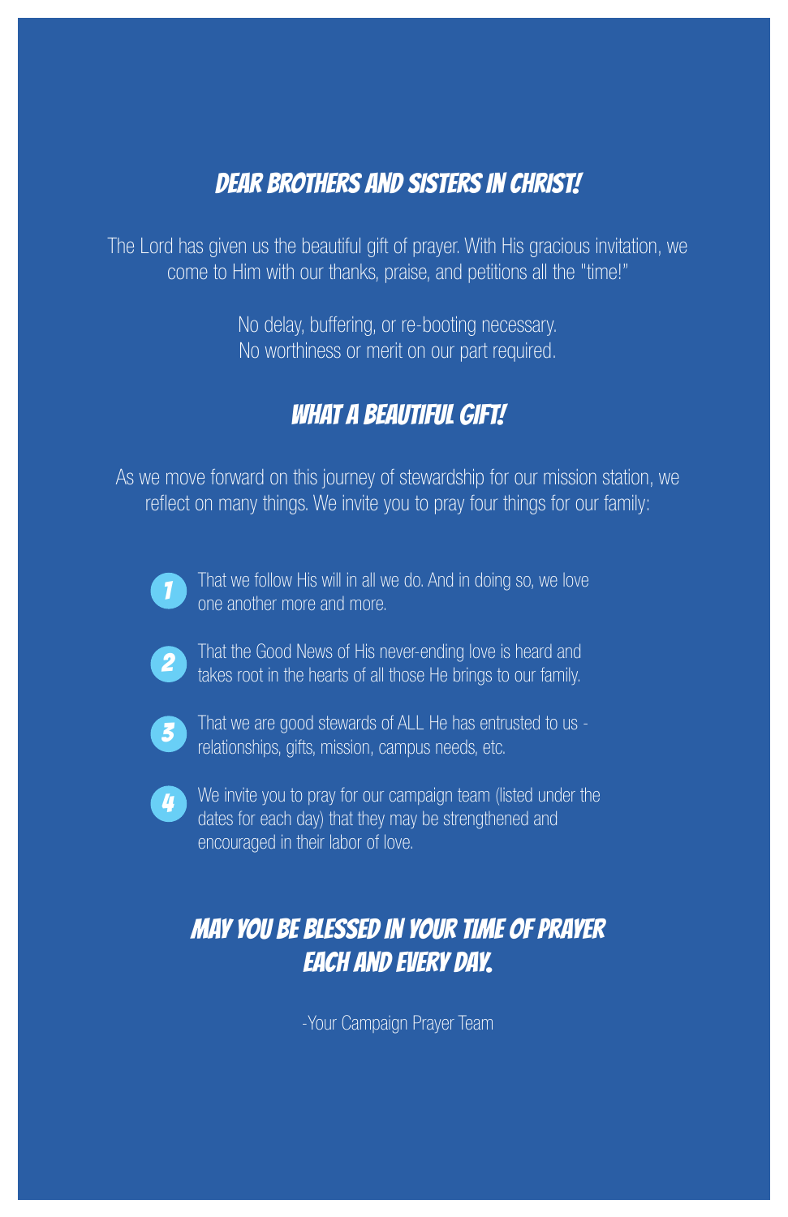## DEAR BROTHERS AND SISTERS IN CHRIST!

The Lord has given us the beautiful gift of prayer. With His gracious invitation, we come to Him with our thanks, praise, and petitions all the "time!"

No delay, buffering, or re-booting necessary.
No worthiness or merit on our part required.

## WHAT A BEAUTIFUL GIFT!

As we move forward on this journey of stewardship for our mission station, we reflect on many things. We invite you to pray four things for our family:

1. That we follow His will in all we do. And in doing so, we love one another more and more.
2. That the Good News of His never-ending love is heard and takes root in the hearts of all those He brings to our family.
3. That we are good stewards of ALL He has entrusted to us - relationships, gifts, mission, campus needs, etc.
4. We invite you to pray for our campaign team (listed under the dates for each day) that they may be strengthened and encouraged in their labor of love.

## MAY YOU BE BLESSED IN YOUR TIME OF PRAYER EACH AND EVERY DAY.

-Your Campaign Prayer Team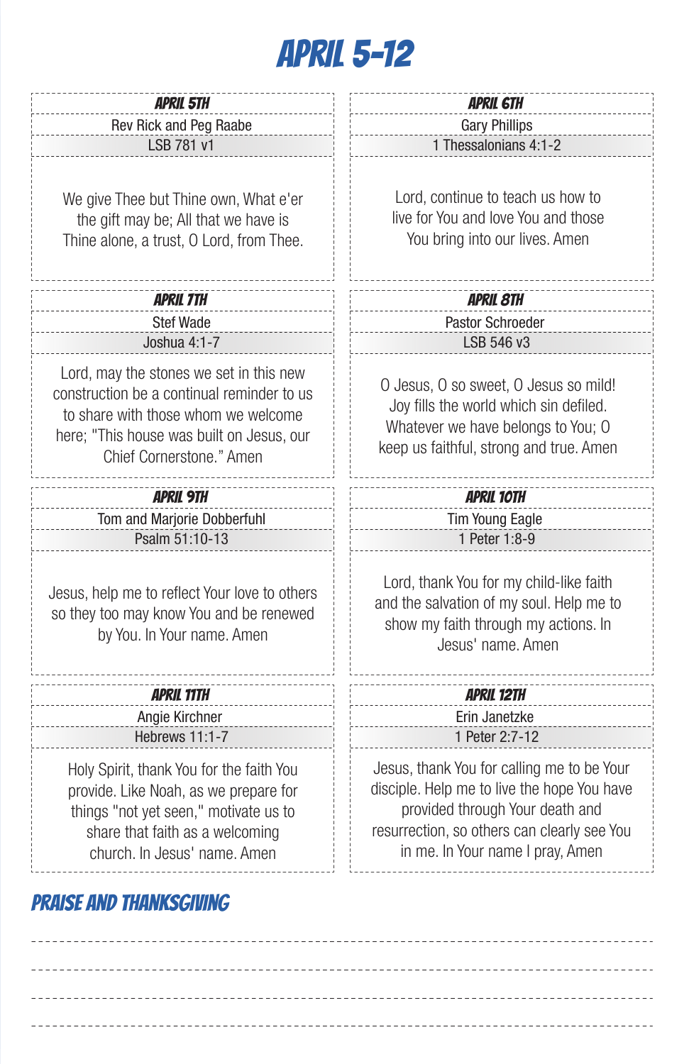# APRIL 5-12

### APRIL 5TH

Rev Rick and Peg Raabe

LSB 781 v1

We give Thee but Thine own, What e'er the gift may be; All that we have is Thine alone, a trust, O Lord, from Thee.

### APRIL 6TH

Gary Phillips

1 Thessalonians 4:1-2

Lord, continue to teach us how to live for You and love You and those You bring into our lives. Amen

### APRIL 7TH

Stef Wade

Joshua 4:1-7

Lord, may the stones we set in this new construction be a continual reminder to us to share with those whom we welcome here; "This house was built on Jesus, our Chief Cornerstone." Amen

### APRIL 8TH

Pastor Schroeder

LSB 546 v3

O Jesus, O so sweet, O Jesus so mild! Joy fills the world which sin defiled. Whatever we have belongs to You; O keep us faithful, strong and true. Amen

### APRIL 9TH

Tom and Marjorie Dobberfuhl

Psalm 51:10-13

Jesus, help me to reflect Your love to others so they too may know You and be renewed by You. In Your name. Amen

### APRIL 10TH

Tim Young Eagle

1 Peter 1:8-9

Lord, thank You for my child-like faith and the salvation of my soul. Help me to show my faith through my actions. In Jesus' name. Amen

### APRIL 11TH

Angie Kirchner

Hebrews 11:1-7

Holy Spirit, thank You for the faith You provide. Like Noah, as we prepare for things "not yet seen," motivate us to share that faith as a welcoming church. In Jesus' name. Amen

### APRIL 12TH

Erin Janetzke

1 Peter 2:7-12

Jesus, thank You for calling me to be Your disciple. Help me to live the hope You have provided through Your death and resurrection, so others can clearly see You in me. In Your name I pray, Amen

## PRAISE AND THANKSGIVING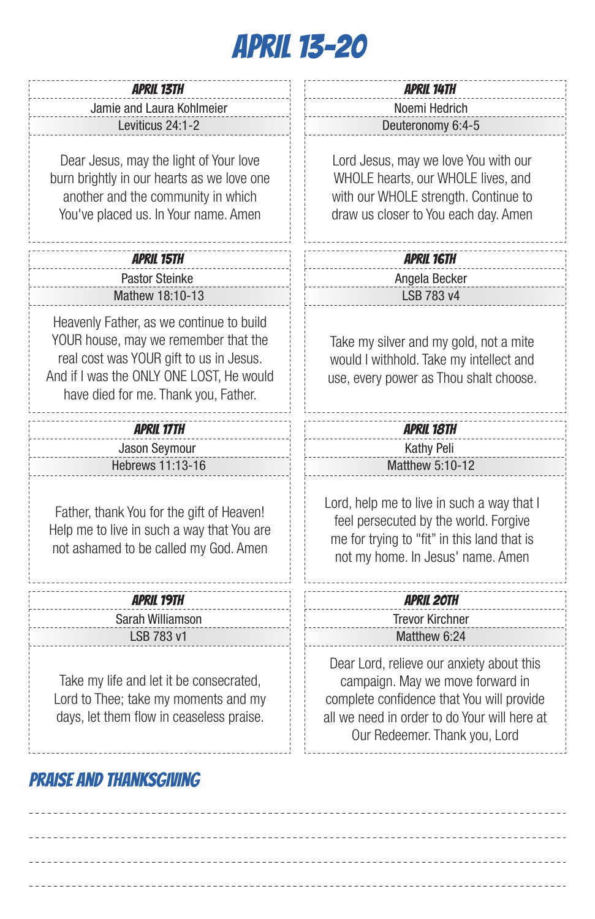# APRIL 13-20

### APRIL 13TH

Jamie and Laura Kohlmeier

Leviticus 24:1-2

Dear Jesus, may the light of Your love burn brightly in our hearts as we love one another and the community in which You've placed us. In Your name. Amen

### APRIL 14TH

Noemi Hedrich

Deuteronomy 6:4-5

Lord Jesus, may we love You with our WHOLE hearts, our WHOLE lives, and with our WHOLE strength. Continue to draw us closer to You each day. Amen

### APRIL 15TH

Pastor Steinke

Mathew 18:10-13

Heavenly Father, as we continue to build YOUR house, may we remember that the real cost was YOUR gift to us in Jesus. And if I was the ONLY ONE LOST, He would have died for me. Thank you, Father.

### APRIL 16TH

Angela Becker

LSB 783 v4

Take my silver and my gold, not a mite would I withhold. Take my intellect and use, every power as Thou shalt choose.

### APRIL 17TH

Jason Seymour

Hebrews 11:13-16

Father, thank You for the gift of Heaven! Help me to live in such a way that You are not ashamed to be called my God. Amen

### APRIL 18TH

Kathy Peli

Matthew 5:10-12

Lord, help me to live in such a way that I feel persecuted by the world. Forgive me for trying to "fit" in this land that is not my home. In Jesus' name. Amen

### APRIL 19TH

Sarah Williamson

LSB 783 v1

Take my life and let it be consecrated, Lord to Thee; take my moments and my days, let them flow in ceaseless praise.

### APRIL 20TH

Trevor Kirchner

Matthew 6:24

Dear Lord, relieve our anxiety about this campaign. May we move forward in complete confidence that You will provide all we need in order to do Your will here at Our Redeemer. Thank you, Lord

## PRAISE AND THANKSGIVING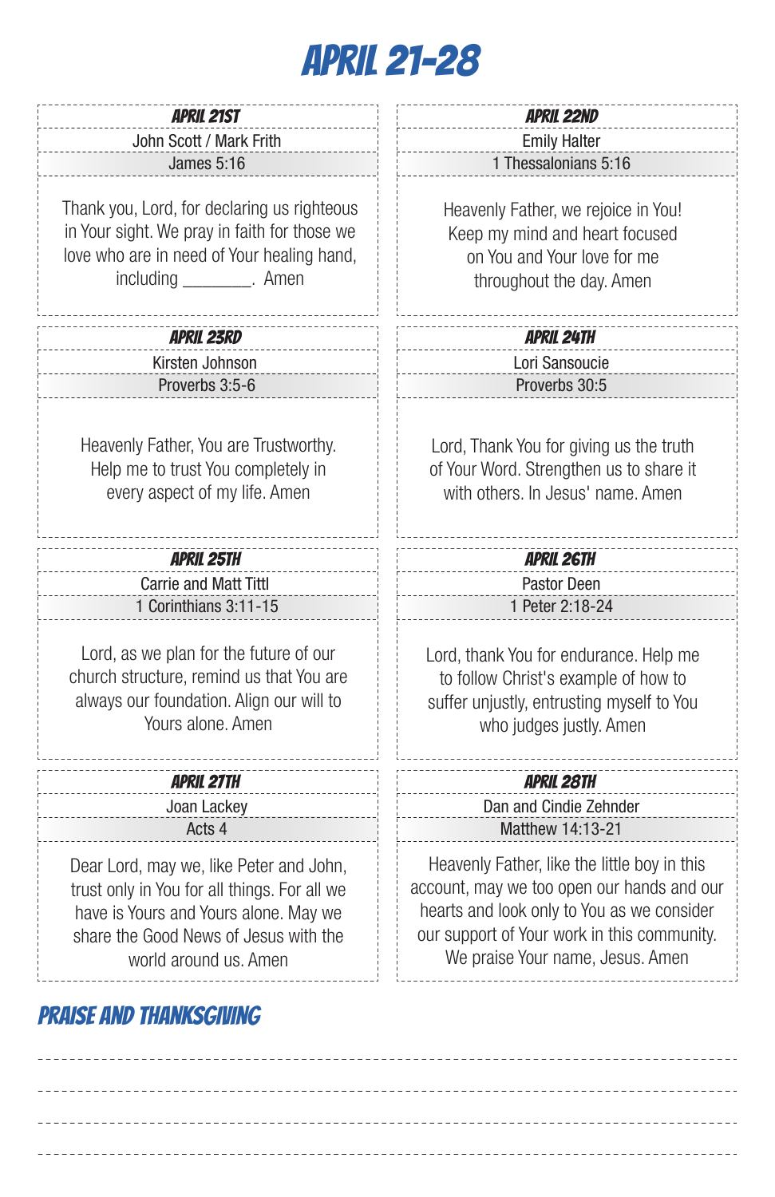# APRIL 21-28

### APRIL 21ST

John Scott / Mark Frith

James 5:16

Thank you, Lord, for declaring us righteous in Your sight. We pray in faith for those we love who are in need of Your healing hand, including ________. Amen

### APRIL 22ND

Emily Halter

1 Thessalonians 5:16

Heavenly Father, we rejoice in You! Keep my mind and heart focused on You and Your love for me throughout the day. Amen

### APRIL 23RD

Kirsten Johnson

Proverbs 3:5-6

Heavenly Father, You are Trustworthy. Help me to trust You completely in every aspect of my life. Amen

### APRIL 24TH

Lori Sansoucie

Proverbs 30:5

Lord, Thank You for giving us the truth of Your Word. Strengthen us to share it with others. In Jesus' name. Amen

### APRIL 25TH

Carrie and Matt Tittl

1 Corinthians 3:11-15

Lord, as we plan for the future of our church structure, remind us that You are always our foundation. Align our will to Yours alone. Amen

### APRIL 26TH

Pastor Deen

1 Peter 2:18-24

Lord, thank You for endurance. Help me to follow Christ's example of how to suffer unjustly, entrusting myself to You who judges justly. Amen

### APRIL 27TH

Joan Lackey

Acts 4

Dear Lord, may we, like Peter and John, trust only in You for all things. For all we have is Yours and Yours alone. May we share the Good News of Jesus with the world around us. Amen

### APRIL 28TH

Dan and Cindie Zehnder

Matthew 14:13-21

Heavenly Father, like the little boy in this account, may we too open our hands and our hearts and look only to You as we consider our support of Your work in this community. We praise Your name, Jesus. Amen

## PRAISE AND THANKSGIVING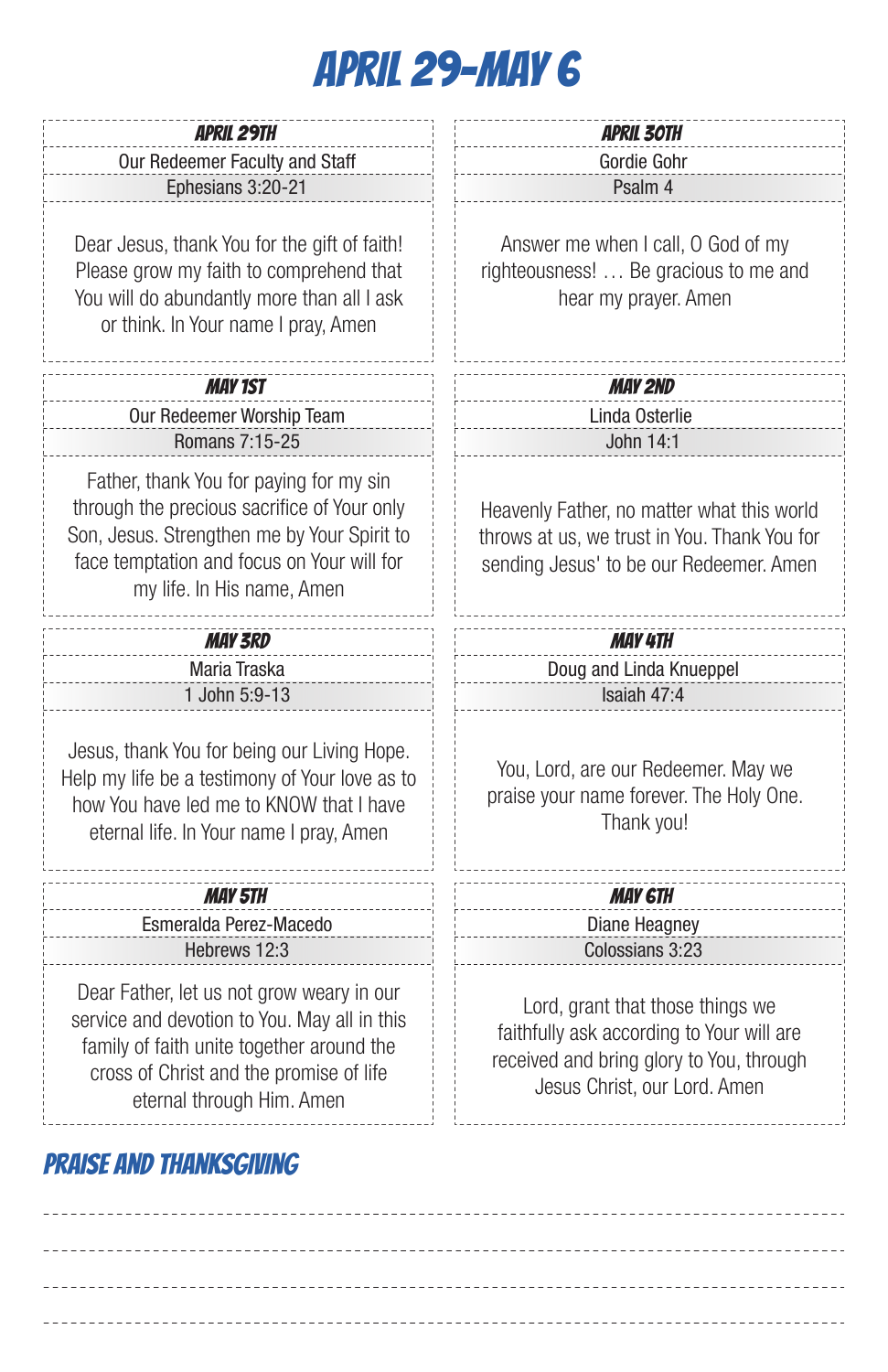# APRIL 29-MAY 6

### APRIL 29TH

Our Redeemer Faculty and Staff

Ephesians 3:20-21

Dear Jesus, thank You for the gift of faith! Please grow my faith to comprehend that You will do abundantly more than all I ask or think. In Your name I pray, Amen

### APRIL 30TH

Gordie Gohr

Psalm 4

Answer me when I call, O God of my righteousness! … Be gracious to me and hear my prayer. Amen

### MAY 1ST

Our Redeemer Worship Team

Romans 7:15-25

Father, thank You for paying for my sin through the precious sacrifice of Your only Son, Jesus. Strengthen me by Your Spirit to face temptation and focus on Your will for my life. In His name, Amen

### MAY 2ND

Linda Osterlie

John 14:1

Heavenly Father, no matter what this world throws at us, we trust in You. Thank You for sending Jesus' to be our Redeemer. Amen

### MAY 3RD

Maria Traska

1 John 5:9-13

Jesus, thank You for being our Living Hope. Help my life be a testimony of Your love as to how You have led me to KNOW that I have eternal life. In Your name I pray, Amen

### MAY 4TH

Doug and Linda Knueppel

Isaiah 47:4

You, Lord, are our Redeemer. May we praise your name forever. The Holy One. Thank you!

### MAY 5TH

Esmeralda Perez-Macedo

Hebrews 12:3

Dear Father, let us not grow weary in our service and devotion to You. May all in this family of faith unite together around the cross of Christ and the promise of life eternal through Him. Amen

### MAY 6TH

Diane Heagney

Colossians 3:23

Lord, grant that those things we faithfully ask according to Your will are received and bring glory to You, through Jesus Christ, our Lord. Amen

## PRAISE AND THANKSGIVING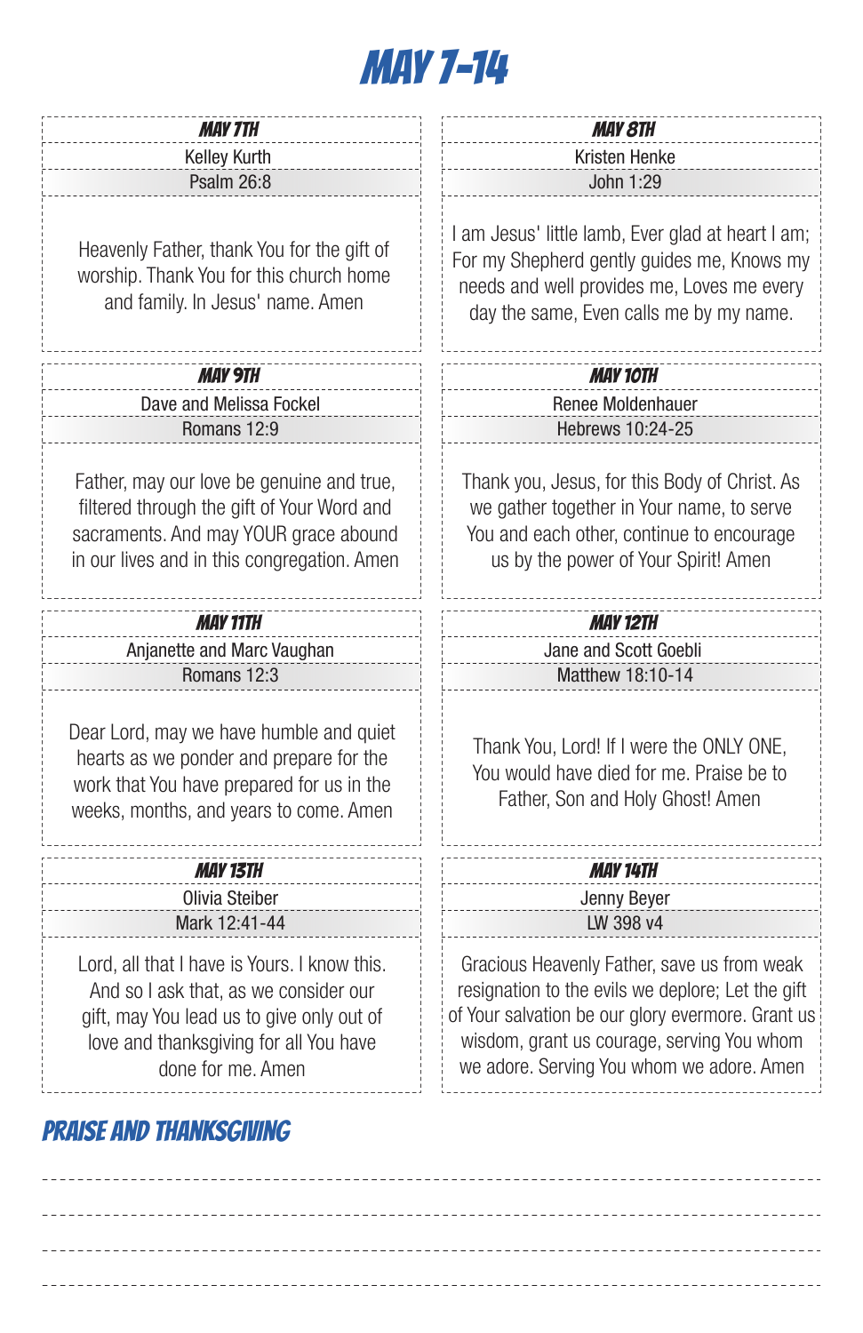# MAY 7-14

### MAY 7TH

Kelley Kurth

Psalm 26:8

Heavenly Father, thank You for the gift of worship. Thank You for this church home and family. In Jesus' name. Amen

### MAY 8TH

Kristen Henke

John 1:29

I am Jesus' little lamb, Ever glad at heart I am; For my Shepherd gently guides me, Knows my needs and well provides me, Loves me every day the same, Even calls me by my name.

### MAY 9TH

Dave and Melissa Fockel

Romans 12:9

Father, may our love be genuine and true, filtered through the gift of Your Word and sacraments. And may YOUR grace abound in our lives and in this congregation. Amen

### MAY 10TH

Renee Moldenhauer

Hebrews 10:24-25

Thank you, Jesus, for this Body of Christ. As we gather together in Your name, to serve You and each other, continue to encourage us by the power of Your Spirit! Amen

### MAY 11TH

Anjanette and Marc Vaughan

Romans 12:3

Dear Lord, may we have humble and quiet hearts as we ponder and prepare for the work that You have prepared for us in the weeks, months, and years to come. Amen

### MAY 12TH

Jane and Scott Goebli

Matthew 18:10-14

Thank You, Lord! If I were the ONLY ONE, You would have died for me. Praise be to Father, Son and Holy Ghost! Amen

### MAY 13TH

Olivia Steiber

Mark 12:41-44

Lord, all that I have is Yours. I know this. And so I ask that, as we consider our gift, may You lead us to give only out of love and thanksgiving for all You have done for me. Amen

### MAY 14TH

Jenny Beyer

LW 398 v4

Gracious Heavenly Father, save us from weak resignation to the evils we deplore; Let the gift of Your salvation be our glory evermore. Grant us wisdom, grant us courage, serving You whom we adore. Serving You whom we adore. Amen

## PRAISE AND THANKSGIVING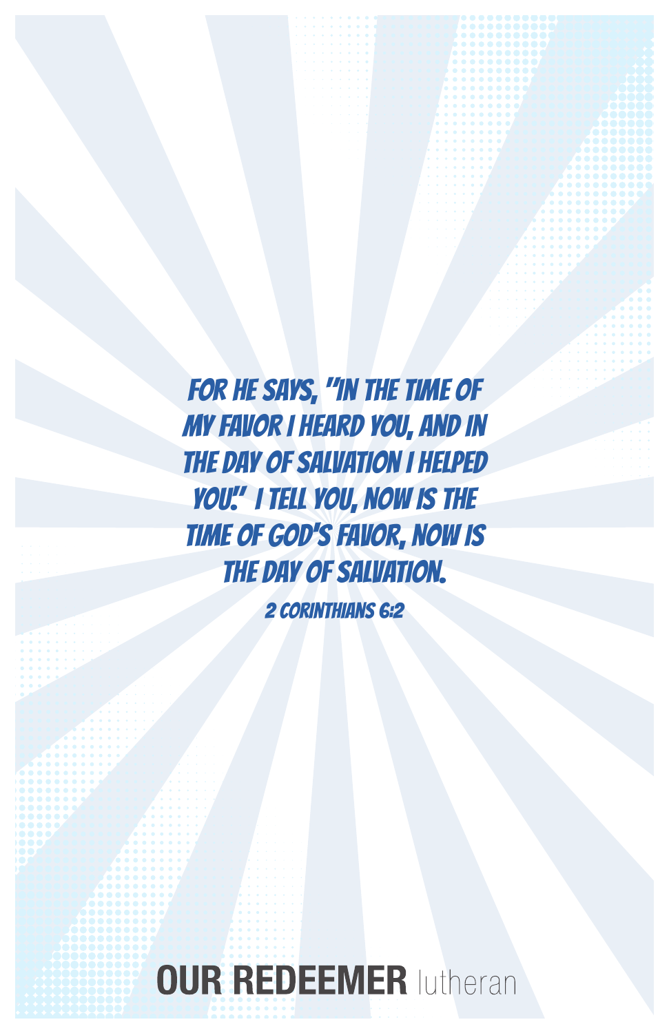For He says, "In the time of my favor I heard you, and in the day of salvation I helped you." I tell you, now is the time of God's favor, now is the day of salvation.

2 Corinthians 6:2

**OUR REDEEMER** lutheran